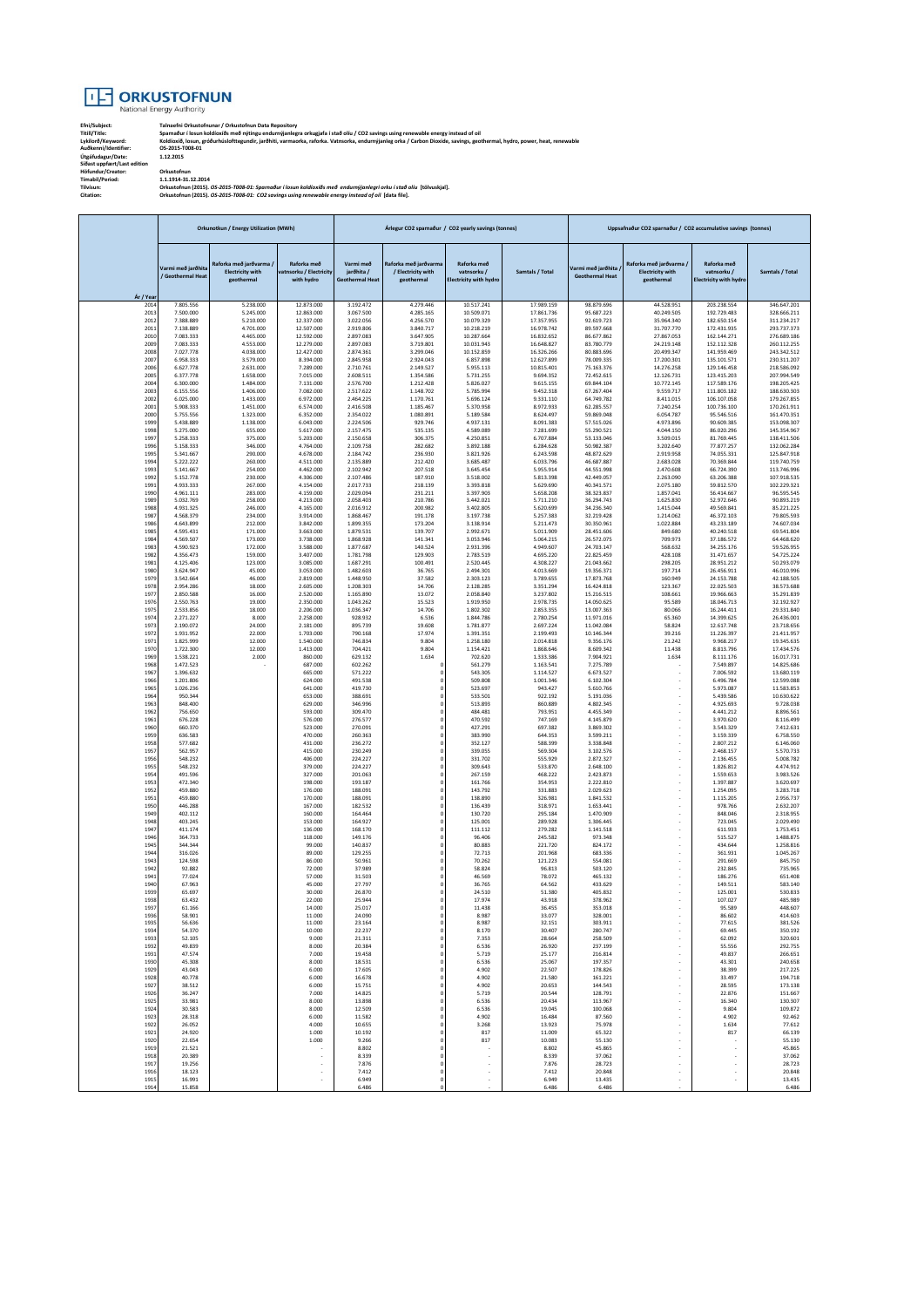# ORKUSTOFNUN

National Energy Authority

**Efni/Subject:** Talnaefni Orkustofnunar / Orkustofnun Data Repository
**Titill/Title:** Sparnaður í losun koldíoxíðs með nýtingu endurnýjanlegra orkugjafa í stað olíu / CO2 savings using renewable energy instead of oil
**Lykilorð/Keyword:** Koldíoxíð, losun, gróðurhúsloftegundir, jarðhiti, varmaorka, raforka. Vatnsorka, endurnýjanleg orka / Carbon Dioxide, savings, geothermal, hydro, power, heat, renewable
**Auðkenni/Identifier:** OS-2015-T008-01
**Útgáfudagur/Date:** 1.12.2015
**Síðast uppfært/Last edition**
**Höfundur/Creator:** Orkustofnun
**Tímabil/Period:** 1.1.1914-31.12.2014
**Tilvísun:** Orkustofnun (2015). *OS-2015-T008-01: Sparnaður í losun koldíoxíðs með endurnýjanlegri orku í stað olíu* [tölvuskjal].
**Citation:** Orkustofnun (2015). *OS-2015-T008-01: CO2 savings using renewable energy instead of oil* [data file].

| | Orkunotkun / Energy Utilization (MWh) | | | Árlegur CO2 sparnaður / CO2 yearly savings (tonnes) | | | | Uppsafnaður CO2 sparnaður / CO2 accumulative savings (tonnes) | | | |
|---|---|---|---|---|---|---|---|---|---|---|---|
| Ár / Year | Varmi með jarðhita / Geothermal Heat | Raforka með jarðvarma / Electricity with geothermal | Raforka með vatnsorku / Electricity with hydro | Varmi með jarðhita / Geothermal Heat | Raforka með jarðvarma / Electricity with geothermal | Raforka með vatnsorku / Electricity with hydro | Samtals / Total | Varmi með jarðhita / Geothermal Heat | Raforka með jarðvarma / Electricity with geothermal | Raforka með vatnsorku / Electricity with hydro | Samtals / Total |
| 2014 | 7.805.556 | 5.238.000 | 12.873.000 | 3.192.472 | 4.279.446 | 10.517.241 | 17.989.159 | 98.879.696 | 44.528.951 | 203.238.554 | 346.647.201 |
| 2013 | 7.500.000 | 5.245.000 | 12.863.000 | 3.067.500 | 4.285.165 | 10.509.071 | 17.861.736 | 95.687.223 | 40.249.505 | 192.729.483 | 328.666.211 |
| 2012 | 7.388.889 | 5.210.000 | 12.337.000 | 3.022.056 | 4.256.570 | 10.079.329 | 17.357.955 | 92.619.723 | 35.964.340 | 182.650.154 | 311.234.217 |
| 2011 | 7.138.889 | 4.701.000 | 12.507.000 | 2.919.806 | 3.840.717 | 10.218.219 | 16.978.742 | 89.597.668 | 31.707.770 | 172.431.935 | 293.737.373 |
| 2010 | 7.083.333 | 4.465.000 | 12.592.000 | 2.897.083 | 3.647.905 | 10.287.664 | 16.832.652 | 86.677.862 | 27.867.053 | 162.144.271 | 276.689.186 |
| 2009 | 7.083.333 | 4.553.000 | 12.279.000 | 2.897.083 | 3.719.801 | 10.031.943 | 16.648.827 | 83.780.779 | 24.219.148 | 152.112.328 | 260.112.255 |
| 2008 | 7.027.778 | 4.038.000 | 12.427.000 | 2.874.361 | 3.299.046 | 10.152.859 | 16.326.266 | 80.883.696 | 20.499.347 | 141.959.469 | 243.342.512 |
| 2007 | 6.958.333 | 3.579.000 | 8.394.000 | 2.845.958 | 2.924.043 | 6.857.898 | 12.627.899 | 78.009.335 | 17.200.301 | 135.101.571 | 230.311.207 |
| 2006 | 6.627.778 | 2.631.000 | 7.289.000 | 2.710.761 | 2.149.527 | 5.955.113 | 10.815.401 | 75.163.376 | 14.276.258 | 129.146.458 | 218.586.092 |
| 2005 | 6.377.778 | 1.658.000 | 7.015.000 | 2.608.511 | 1.354.586 | 5.731.255 | 9.694.352 | 72.452.615 | 12.126.731 | 123.415.203 | 207.994.549 |
| 2004 | 6.300.000 | 1.484.000 | 7.131.000 | 2.576.700 | 1.212.428 | 5.826.027 | 9.615.155 | 69.844.104 | 10.772.145 | 117.589.176 | 198.205.425 |
| 2003 | 6.155.556 | 1.406.000 | 7.082.000 | 2.517.622 | 1.148.702 | 5.785.994 | 9.452.318 | 67.267.404 | 9.559.717 | 111.803.182 | 188.630.303 |
| 2002 | 6.025.000 | 1.433.000 | 6.972.000 | 2.464.225 | 1.170.761 | 5.696.124 | 9.331.110 | 64.749.782 | 8.411.015 | 106.107.058 | 179.267.855 |
| 2001 | 5.908.333 | 1.451.000 | 6.574.000 | 2.416.508 | 1.185.467 | 5.370.958 | 8.972.933 | 62.285.557 | 7.240.254 | 100.736.100 | 170.261.911 |
| 2000 | 5.755.556 | 1.323.000 | 6.352.000 | 2.354.022 | 1.080.891 | 5.189.584 | 8.624.497 | 59.869.048 | 6.054.787 | 95.546.516 | 161.470.351 |
| 1999 | 5.438.889 | 1.138.000 | 6.043.000 | 2.224.506 | 929.746 | 4.937.131 | 8.091.383 | 57.515.026 | 4.973.896 | 90.609.385 | 153.098.307 |
| 1998 | 5.275.000 | 655.000 | 5.617.000 | 2.157.475 | 535.135 | 4.589.089 | 7.281.699 | 55.290.521 | 4.044.150 | 86.020.296 | 145.354.967 |
| 1997 | 5.258.333 | 375.000 | 5.203.000 | 2.150.658 | 306.375 | 4.250.851 | 6.707.884 | 53.133.046 | 3.509.015 | 81.769.445 | 138.411.506 |
| 1996 | 5.158.333 | 346.000 | 4.764.000 | 2.109.758 | 282.682 | 3.892.188 | 6.284.628 | 50.982.387 | 3.202.640 | 77.877.257 | 132.062.284 |
| 1995 | 5.341.667 | 290.000 | 4.678.000 | 2.184.742 | 236.930 | 3.821.926 | 6.243.598 | 48.872.629 | 2.919.958 | 74.055.331 | 125.847.918 |
| 1994 | 5.222.222 | 260.000 | 4.511.000 | 2.135.889 | 212.420 | 3.685.487 | 6.033.796 | 46.687.887 | 2.683.028 | 70.369.844 | 119.740.759 |
| 1993 | 5.141.667 | 254.000 | 4.462.000 | 2.102.942 | 207.518 | 3.645.454 | 5.955.914 | 44.551.998 | 2.470.608 | 66.724.390 | 113.746.996 |
| 1992 | 5.152.778 | 230.000 | 4.306.000 | 2.107.486 | 187.910 | 3.518.002 | 5.813.398 | 42.449.057 | 2.263.090 | 63.206.388 | 107.918.535 |
| 1991 | 4.933.333 | 267.000 | 4.154.000 | 2.017.733 | 218.139 | 3.393.818 | 5.629.690 | 40.341.571 | 2.075.180 | 59.812.570 | 102.229.321 |
| 1990 | 4.961.111 | 283.000 | 4.159.000 | 2.029.094 | 231.211 | 3.397.903 | 5.658.208 | 38.323.837 | 1.857.041 | 56.414.667 | 96.595.545 |
| 1989 | 5.032.769 | 258.000 | 4.213.000 | 2.058.403 | 210.786 | 3.442.021 | 5.711.210 | 36.294.743 | 1.625.830 | 52.972.646 | 90.893.219 |
| 1988 | 4.931.325 | 246.000 | 4.165.000 | 2.016.912 | 200.982 | 3.402.805 | 5.620.699 | 34.236.340 | 1.415.044 | 49.569.841 | 85.221.225 |
| 1987 | 4.568.379 | 234.000 | 3.914.000 | 1.868.467 | 191.178 | 3.197.738 | 5.257.383 | 32.219.428 | 1.214.062 | 46.372.103 | 79.805.593 |
| 1986 | 4.643.899 | 212.000 | 3.842.000 | 1.899.355 | 173.204 | 3.138.914 | 5.211.473 | 30.350.961 | 1.022.884 | 43.233.189 | 74.607.034 |
| 1985 | 4.595.431 | 171.000 | 3.663.000 | 1.879.531 | 139.707 | 2.992.671 | 5.011.909 | 28.451.606 | 849.680 | 40.240.518 | 69.541.804 |
| 1984 | 4.569.507 | 173.000 | 3.738.000 | 1.868.928 | 141.341 | 3.053.946 | 5.064.215 | 26.572.075 | 709.973 | 37.186.572 | 64.468.620 |
| 1983 | 4.590.923 | 172.000 | 3.588.000 | 1.877.687 | 140.524 | 2.931.396 | 4.949.607 | 24.703.147 | 568.632 | 34.255.176 | 59.526.955 |
| 1982 | 4.356.473 | 159.000 | 3.407.000 | 1.781.798 | 129.903 | 2.783.519 | 4.695.220 | 22.825.459 | 428.108 | 31.471.657 | 54.725.224 |
| 1981 | 4.125.406 | 123.000 | 3.085.000 | 1.687.291 | 100.491 | 2.520.445 | 4.308.227 | 21.043.662 | 298.205 | 28.951.212 | 50.293.079 |
| 1980 | 3.624.947 | 45.000 | 3.053.000 | 1.482.603 | 36.765 | 2.494.301 | 4.013.669 | 19.356.371 | 197.714 | 26.456.911 | 46.010.996 |
| 1979 | 3.542.664 | 46.000 | 2.819.000 | 1.448.950 | 37.582 | 2.303.123 | 3.789.655 | 17.873.768 | 160.949 | 24.153.788 | 42.188.505 |
| 1978 | 2.954.286 | 18.000 | 2.605.000 | 1.208.303 | 14.706 | 2.128.285 | 3.351.294 | 16.424.818 | 123.367 | 22.025.503 | 38.573.688 |
| 1977 | 2.850.588 | 16.000 | 2.520.000 | 1.165.890 | 13.072 | 2.058.840 | 3.237.802 | 15.216.515 | 108.661 | 19.966.663 | 35.291.839 |
| 1976 | 2.550.763 | 19.000 | 2.350.000 | 1.043.262 | 15.523 | 1.919.950 | 2.978.735 | 14.050.625 | 95.589 | 18.046.713 | 32.192.927 |
| 1975 | 2.533.856 | 18.000 | 2.206.000 | 1.036.347 | 14.706 | 1.802.302 | 2.853.355 | 13.007.363 | 80.066 | 16.244.411 | 29.331.840 |
| 1974 | 2.271.227 | 8.000 | 2.258.000 | 928.932 | 6.536 | 1.844.786 | 2.780.254 | 11.971.016 | 65.360 | 14.399.625 | 26.436.001 |
| 1973 | 2.190.072 | 24.000 | 2.181.000 | 895.739 | 19.608 | 1.781.877 | 2.697.224 | 11.042.084 | 58.824 | 12.617.748 | 23.718.656 |
| 1972 | 1.931.952 | 22.000 | 1.703.000 | 790.168 | 17.974 | 1.391.351 | 2.199.493 | 10.146.344 | 39.216 | 11.226.397 | 21.411.957 |
| 1971 | 1.825.999 | 12.000 | 1.540.000 | 746.834 | 9.804 | 1.258.180 | 2.014.818 | 9.356.176 | 21.242 | 9.968.217 | 19.345.635 |
| 1970 | 1.722.300 | 12.000 | 1.413.000 | 704.421 | 9.804 | 1.154.421 | 1.868.646 | 8.609.342 | 11.438 | 8.813.796 | 17.434.576 |
| 1969 | 1.538.221 | 2.000 | 860.000 | 629.132 | 1.634 | 702.620 | 1.333.386 | 7.904.921 | 1.634 | 8.111.176 | 16.017.731 |
| 1968 | 1.472.523 | - | 687.000 | 602.262 | 0 | 561.279 | 1.163.541 | 7.275.789 | - | 7.549.897 | 14.825.686 |
| 1967 | 1.396.632 | | 665.000 | 571.222 | 0 | 543.305 | 1.114.527 | 6.673.527 | - | 7.006.592 | 13.680.119 |
| 1966 | 1.201.806 | | 624.000 | 491.538 | 0 | 509.808 | 1.001.346 | 6.102.304 | - | 6.496.784 | 12.599.088 |
| 1965 | 1.026.236 | | 641.000 | 419.730 | 0 | 523.697 | 943.427 | 5.610.766 | - | 5.973.087 | 11.583.853 |
| 1964 | 950.344 | | 653.000 | 388.691 | 0 | 533.501 | 922.192 | 5.191.036 | - | 5.439.586 | 10.630.622 |
| 1963 | 848.400 | | 629.000 | 346.996 | 0 | 513.893 | 860.889 | 4.802.345 | - | 4.925.693 | 9.728.038 |
| 1962 | 756.650 | | 593.000 | 309.470 | 0 | 484.481 | 793.951 | 4.455.349 | - | 4.441.212 | 8.896.561 |
| 1961 | 676.228 | | 576.000 | 276.577 | 0 | 470.592 | 747.169 | 4.145.879 | - | 3.970.620 | 8.116.499 |
| 1960 | 660.370 | | 523.000 | 270.091 | 0 | 427.291 | 697.382 | 3.869.302 | - | 3.543.329 | 7.412.631 |
| 1959 | 636.583 | | 470.000 | 260.363 | 0 | 383.990 | 644.353 | 3.599.211 | - | 3.159.339 | 6.758.550 |
| 1958 | 577.682 | | 431.000 | 236.272 | 0 | 352.127 | 588.399 | 3.338.848 | - | 2.807.212 | 6.146.060 |
| 1957 | 562.957 | | 415.000 | 230.249 | 0 | 339.055 | 569.304 | 3.102.576 | - | 2.468.157 | 5.570.733 |
| 1956 | 548.232 | | 406.000 | 224.227 | 0 | 331.702 | 555.929 | 2.872.327 | - | 2.136.455 | 5.008.782 |
| 1955 | 548.232 | | 379.000 | 224.227 | 0 | 309.643 | 533.870 | 2.648.100 | - | 1.826.812 | 4.474.912 |
| 1954 | 491.596 | | 327.000 | 201.063 | 0 | 267.159 | 468.222 | 2.423.873 | - | 1.559.653 | 3.983.526 |
| 1953 | 472.340 | | 198.000 | 193.187 | 0 | 161.766 | 354.953 | 2.222.810 | - | 1.397.887 | 3.620.697 |
| 1952 | 459.880 | | 176.000 | 188.091 | 0 | 143.792 | 331.883 | 2.029.623 | - | 1.254.095 | 3.283.718 |
| 1951 | 459.880 | | 170.000 | 188.091 | 0 | 138.890 | 326.981 | 1.841.532 | - | 1.115.205 | 2.956.737 |
| 1950 | 446.288 | | 167.000 | 182.532 | 0 | 136.439 | 318.971 | 1.653.441 | - | 978.766 | 2.632.207 |
| 1949 | 402.112 | | 160.000 | 164.464 | 0 | 130.720 | 295.184 | 1.470.909 | - | 848.046 | 2.318.955 |
| 1948 | 403.245 | | 153.000 | 164.927 | 0 | 125.001 | 289.928 | 1.306.445 | - | 723.045 | 2.029.490 |
| 1947 | 411.174 | | 136.000 | 168.170 | 0 | 111.112 | 279.282 | 1.141.518 | - | 611.933 | 1.753.451 |
| 1946 | 364.733 | | 118.000 | 149.176 | 0 | 96.406 | 245.582 | 973.348 | - | 515.527 | 1.488.875 |
| 1945 | 344.344 | | 99.000 | 140.837 | 0 | 80.883 | 221.720 | 824.172 | - | 434.644 | 1.258.816 |
| 1944 | 316.026 | | 89.000 | 129.255 | 0 | 72.713 | 201.968 | 683.336 | - | 361.931 | 1.045.267 |
| 1943 | 124.598 | | 86.000 | 50.961 | 0 | 70.262 | 121.223 | 554.081 | - | 291.669 | 845.750 |
| 1942 | 92.882 | | 72.000 | 37.989 | 0 | 58.824 | 96.813 | 503.120 | - | 232.845 | 735.965 |
| 1941 | 77.024 | | 57.000 | 31.503 | 0 | 46.569 | 78.072 | 465.132 | - | 186.276 | 651.408 |
| 1940 | 67.963 | | 45.000 | 27.797 | 0 | 36.765 | 64.562 | 433.629 | - | 149.511 | 583.140 |
| 1939 | 65.697 | | 30.000 | 26.870 | 0 | 24.510 | 51.380 | 405.832 | - | 125.001 | 530.833 |
| 1938 | 63.432 | | 22.000 | 25.944 | 0 | 17.974 | 43.918 | 378.962 | - | 107.027 | 485.989 |
| 1937 | 61.166 | | 14.000 | 25.017 | 0 | 11.438 | 36.455 | 353.018 | - | 95.589 | 448.607 |
| 1936 | 58.901 | | 11.000 | 24.090 | 0 | 8.987 | 33.077 | 328.001 | - | 86.602 | 414.603 |
| 1935 | 56.636 | | 11.000 | 23.164 | 0 | 8.987 | 32.151 | 303.911 | - | 77.615 | 381.526 |
| 1934 | 54.370 | | 10.000 | 22.237 | 0 | 8.170 | 30.407 | 280.747 | - | 69.445 | 350.192 |
| 1933 | 52.105 | | 9.000 | 21.311 | 0 | 7.353 | 28.664 | 258.509 | - | 62.092 | 320.601 |
| 1932 | 49.839 | | 8.000 | 20.384 | 0 | 6.536 | 26.920 | 237.199 | - | 55.556 | 292.755 |
| 1931 | 47.574 | | 7.000 | 19.458 | 0 | 5.719 | 25.177 | 216.814 | - | 49.837 | 266.651 |
| 1930 | 45.308 | | 8.000 | 18.531 | 0 | 6.536 | 25.067 | 197.357 | - | 43.301 | 240.658 |
| 1929 | 43.043 | | 6.000 | 17.605 | 0 | 4.902 | 22.507 | 178.826 | - | 38.399 | 217.225 |
| 1928 | 40.778 | | 6.000 | 16.678 | 0 | 4.902 | 21.580 | 161.221 | - | 33.497 | 194.718 |
| 1927 | 38.512 | | 6.000 | 15.751 | 0 | 4.902 | 20.653 | 144.543 | - | 28.595 | 173.138 |
| 1926 | 36.247 | | 7.000 | 14.825 | 0 | 5.719 | 20.544 | 128.791 | - | 22.876 | 151.667 |
| 1925 | 33.981 | | 8.000 | 13.898 | 0 | 6.536 | 20.434 | 113.967 | - | 16.340 | 130.307 |
| 1924 | 30.583 | | 8.000 | 12.509 | 0 | 6.536 | 19.045 | 100.068 | - | 9.804 | 109.872 |
| 1923 | 28.318 | | 6.000 | 11.582 | 0 | 4.902 | 16.484 | 87.560 | - | 4.902 | 92.462 |
| 1922 | 26.052 | | 4.000 | 10.655 | 0 | 3.268 | 13.923 | 75.978 | - | 1.634 | 77.612 |
| 1921 | 24.920 | | 1.000 | 10.192 | 0 | 817 | 11.009 | 65.322 | - | 817 | 66.139 |
| 1920 | 22.654 | | 1.000 | 9.266 | 0 | 817 | 10.083 | 55.130 | - | - | 55.130 |
| 1919 | 21.521 | | - | 8.802 | 0 | - | 8.802 | 45.865 | - | - | 45.865 |
| 1918 | 20.389 | | - | 8.339 | 0 | - | 8.339 | 37.062 | - | - | 37.062 |
| 1917 | 19.256 | | - | 7.876 | 0 | - | 7.876 | 28.723 | - | - | 28.723 |
| 1916 | 18.123 | | - | 7.412 | 0 | - | 7.412 | 20.848 | - | - | 20.848 |
| 1915 | 16.991 | | - | 6.949 | 0 | - | 6.949 | 13.435 | - | - | 13.435 |
| 1914 | 15.858 | | - | 6.486 | 0 | - | 6.486 | 6.486 | - | - | 6.486 |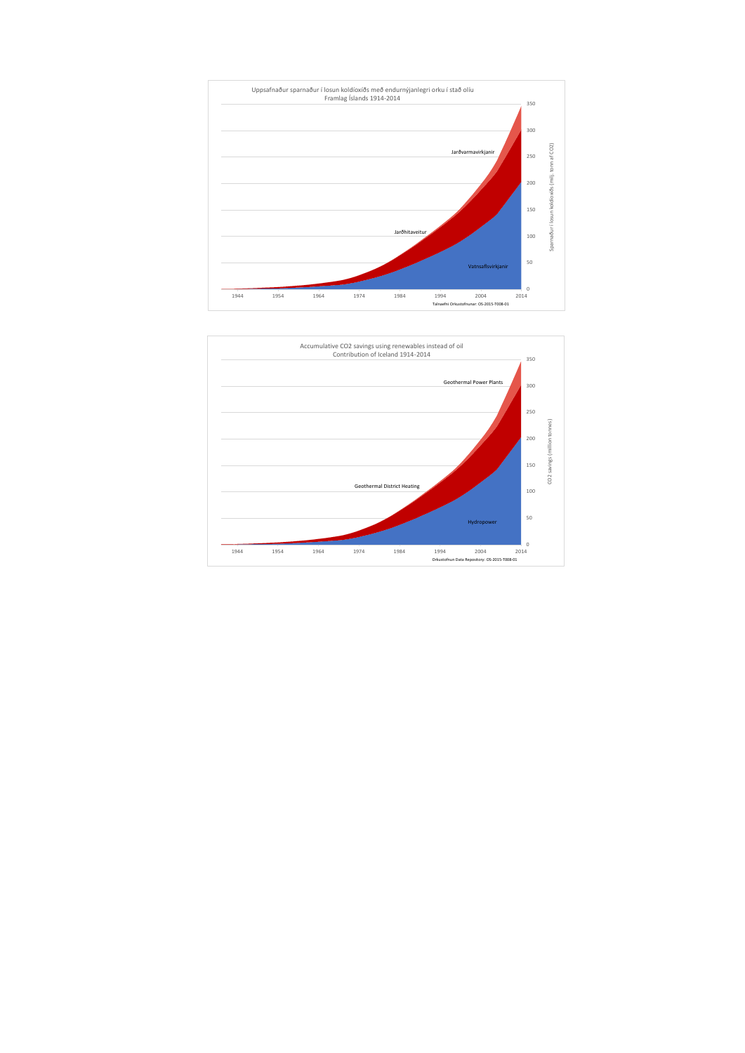Uppsafnaður sparnaður í losun koldíoxíðs með endurnýjanlegri orku í stað olíu
Framlag Íslands 1914-2014

Jarðvarmavirkjanir

Jarðhitaveitur

Vatnsaflsvirkjanir

350
300
250
200
150
100
50
0

Sparnaður í losun koldíoxíðs (millj. tonn af CO2)

1944 1954 1964 1974 1984 1994 2004 2014

Talnaefni Orkustofnunar: OS-2015-T008-01

Accumulative CO2 savings using renewables instead of oil
Contribution of Iceland 1914-2014

Geothermal Power Plants

Geothermal District Heating

Hydropower

350
300
250
200
150
100
50
0

CO2 savings (million tonnes)

1944 1954 1964 1974 1984 1994 2004 2014

Orkustofnun Data Repository: OS-2015-T008-01